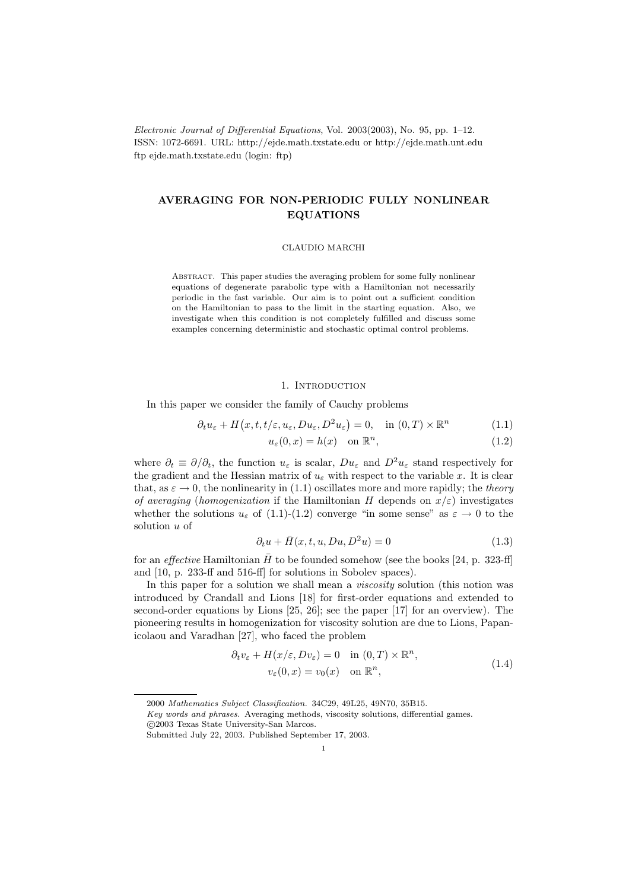Electronic Journal of Differential Equations, Vol. 2003(2003), No. 95, pp. 1–12.
ISSN: 1072-6691. URL: http://ejde.math.txstate.edu or http://ejde.math.unt.edu
ftp ejde.math.txstate.edu (login: ftp)

# AVERAGING FOR NON-PERIODIC FULLY NONLINEAR EQUATIONS

CLAUDIO MARCHI

Abstract. This paper studies the averaging problem for some fully nonlinear equations of degenerate parabolic type with a Hamiltonian not necessarily periodic in the fast variable. Our aim is to point out a sufficient condition on the Hamiltonian to pass to the limit in the starting equation. Also, we investigate when this condition is not completely fulfilled and discuss some examples concerning deterministic and stochastic optimal control problems.

## 1. Introduction

In this paper we consider the family of Cauchy problems

$$\partial_t u_\varepsilon + H\big(x, t, t/\varepsilon, u_\varepsilon, Du_\varepsilon, D^2 u_\varepsilon\big) = 0, \quad \text{in } (0,T)\times\mathbb{R}^n \tag{1.1}$$

$$u_\varepsilon(0,x) = h(x) \quad \text{on } \mathbb{R}^n, \tag{1.2}$$

where $\partial_t \equiv \partial/\partial_t$, the function $u_\varepsilon$ is scalar, $Du_\varepsilon$ and $D^2u_\varepsilon$ stand respectively for the gradient and the Hessian matrix of $u_\varepsilon$ with respect to the variable $x$. It is clear that, as $\varepsilon \to 0$, the nonlinearity in (1.1) oscillates more and more rapidly; the *theory of averaging* (*homogenization* if the Hamiltonian $H$ depends on $x/\varepsilon$) investigates whether the solutions $u_\varepsilon$ of (1.1)-(1.2) converge "in some sense" as $\varepsilon \to 0$ to the solution $u$ of

$$\partial_t u + \bar{H}(x, t, u, Du, D^2 u) = 0 \tag{1.3}$$

for an *effective* Hamiltonian $\bar{H}$ to be founded somehow (see the books [24, p. 323-ff] and [10, p. 233-ff and 516-ff] for solutions in Sobolev spaces).

In this paper for a solution we shall mean a *viscosity* solution (this notion was introduced by Crandall and Lions [18] for first-order equations and extended to second-order equations by Lions [25, 26]; see the paper [17] for an overview). The pioneering results in homogenization for viscosity solution are due to Lions, Papanicolaou and Varadhan [27], who faced the problem

$$\begin{aligned} \partial_t v_\varepsilon + H(x/\varepsilon, Dv_\varepsilon) = 0 \quad &\text{in } (0,T)\times\mathbb{R}^n, \\ v_\varepsilon(0,x) = v_0(x) \quad &\text{on } \mathbb{R}^n, \end{aligned} \tag{1.4}$$

---

2000 *Mathematics Subject Classification.* 34C29, 49L25, 49N70, 35B15.

*Key words and phrases.* Averaging methods, viscosity solutions, differential games.

©2003 Texas State University-San Marcos.

Submitted July 22, 2003. Published September 17, 2003.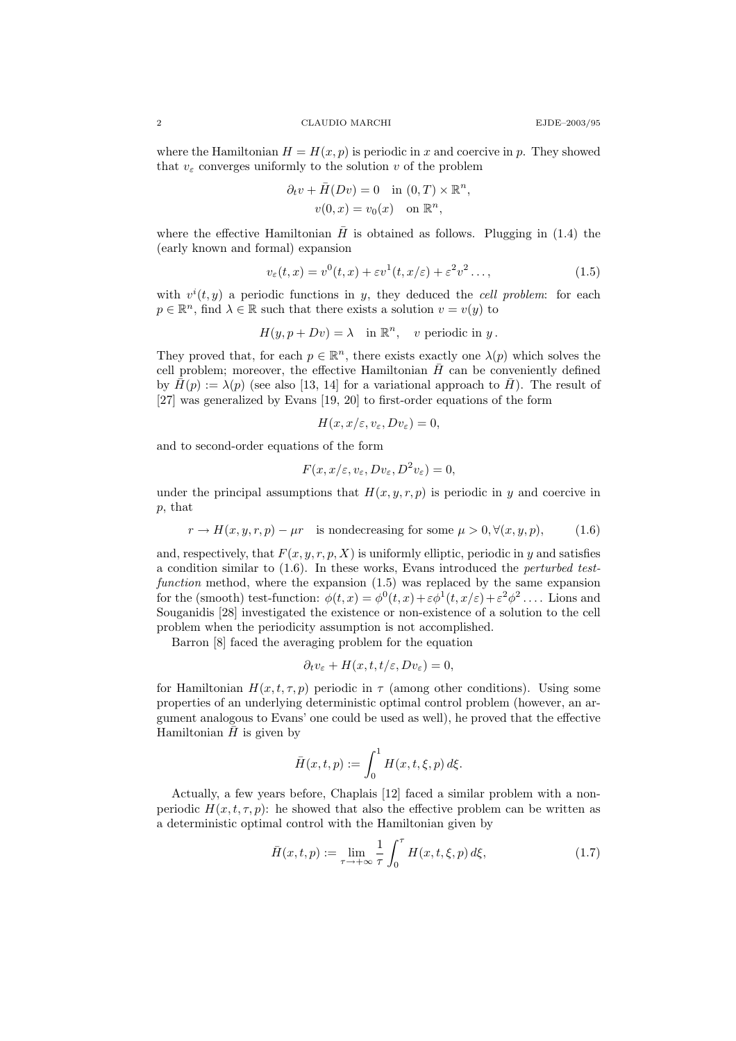where the Hamiltonian $H = H(x, p)$ is periodic in $x$ and coercive in $p$. They showed that $v_\varepsilon$ converges uniformly to the solution $v$ of the problem

$$\partial_t v + \bar{H}(Dv) = 0 \quad \text{in } (0,T) \times \mathbb{R}^n,$$
$$v(0, x) = v_0(x) \quad \text{on } \mathbb{R}^n,$$

where the effective Hamiltonian $\bar{H}$ is obtained as follows. Plugging in (1.4) the (early known and formal) expansion

$$v_\varepsilon(t, x) = v^0(t, x) + \varepsilon v^1(t, x/\varepsilon) + \varepsilon^2 v^2 \dots, \tag{1.5}$$

with $v^i(t, y)$ a periodic functions in $y$, they deduced the *cell problem*: for each $p \in \mathbb{R}^n$, find $\lambda \in \mathbb{R}$ such that there exists a solution $v = v(y)$ to

$$H(y, p + Dv) = \lambda \quad \text{in } \mathbb{R}^n, \quad v \text{ periodic in } y\,.$$

They proved that, for each $p \in \mathbb{R}^n$, there exists exactly one $\lambda(p)$ which solves the cell problem; moreover, the effective Hamiltonian $\bar{H}$ can be conveniently defined by $\bar{H}(p) := \lambda(p)$ (see also [13, 14] for a variational approach to $\bar{H}$). The result of [27] was generalized by Evans [19, 20] to first-order equations of the form

$$H(x, x/\varepsilon, v_\varepsilon, Dv_\varepsilon) = 0,$$

and to second-order equations of the form

$$F(x, x/\varepsilon, v_\varepsilon, Dv_\varepsilon, D^2 v_\varepsilon) = 0,$$

under the principal assumptions that $H(x, y, r, p)$ is periodic in $y$ and coercive in $p$, that

$$r \to H(x, y, r, p) - \mu r \quad \text{is nondecreasing for some } \mu > 0, \forall (x, y, p), \tag{1.6}$$

and, respectively, that $F(x, y, r, p, X)$ is uniformly elliptic, periodic in $y$ and satisfies a condition similar to (1.6). In these works, Evans introduced the *perturbed test-function* method, where the expansion (1.5) was replaced by the same expansion for the (smooth) test-function: $\phi(t, x) = \phi^0(t, x) + \varepsilon\phi^1(t, x/\varepsilon) + \varepsilon^2\phi^2 \dots$. Lions and Souganidis [28] investigated the existence or non-existence of a solution to the cell problem when the periodicity assumption is not accomplished.

Barron [8] faced the averaging problem for the equation

$$\partial_t v_\varepsilon + H(x, t, t/\varepsilon, Dv_\varepsilon) = 0,$$

for Hamiltonian $H(x, t, \tau, p)$ periodic in $\tau$ (among other conditions). Using some properties of an underlying deterministic optimal control problem (however, an argument analogous to Evans' one could be used as well), he proved that the effective Hamiltonian $\bar{H}$ is given by

$$\bar{H}(x, t, p) := \int_0^1 H(x, t, \xi, p)\, d\xi.$$

Actually, a few years before, Chaplais [12] faced a similar problem with a non-periodic $H(x, t, \tau, p)$: he showed that also the effective problem can be written as a deterministic optimal control with the Hamiltonian given by

$$\bar{H}(x, t, p) := \lim_{\tau \to +\infty} \frac{1}{\tau} \int_0^\tau H(x, t, \xi, p)\, d\xi, \tag{1.7}$$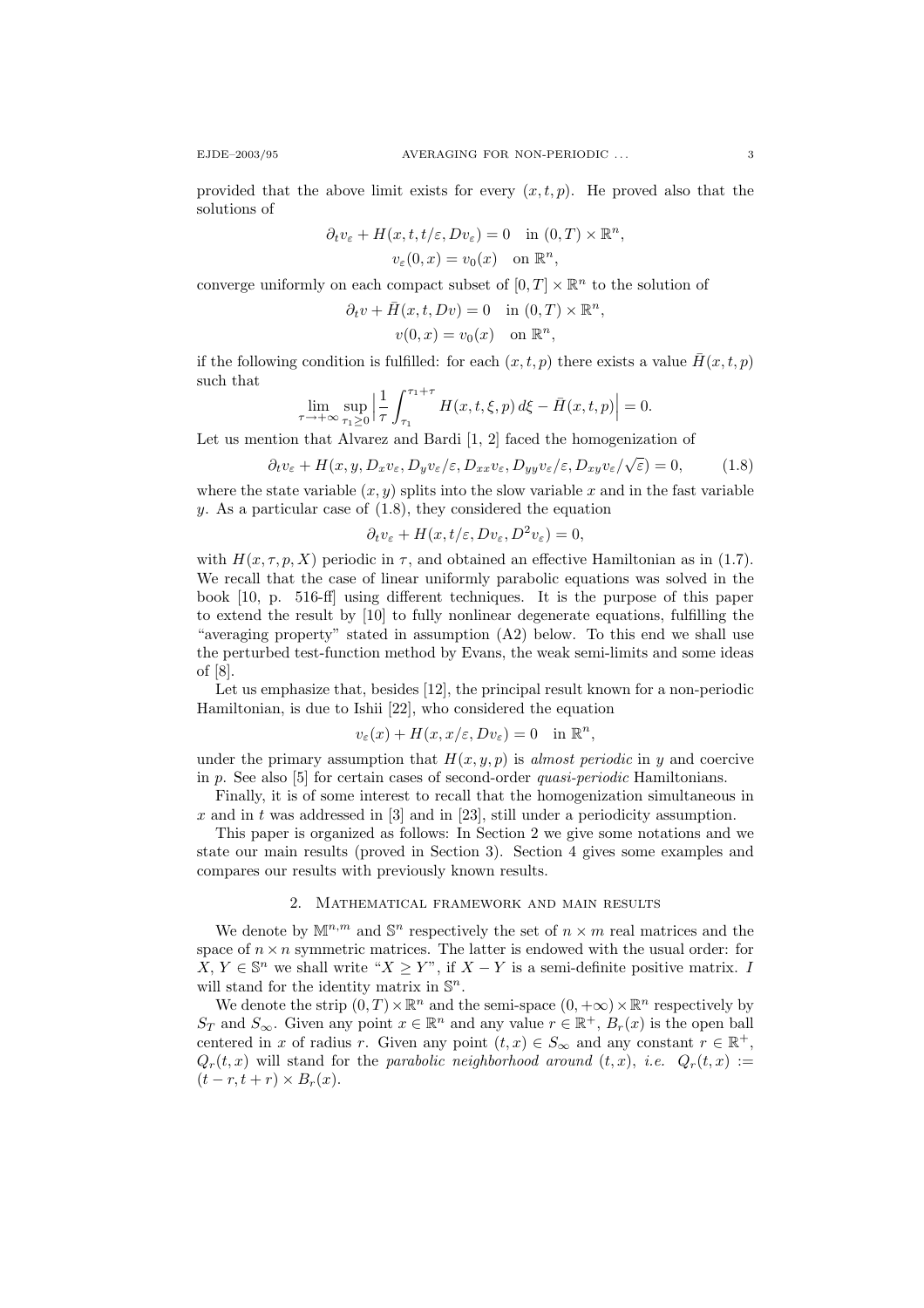provided that the above limit exists for every $(x, t, p)$. He proved also that the solutions of

$$\partial_t v_\varepsilon + H(x, t, t/\varepsilon, Dv_\varepsilon) = 0 \quad \text{in } (0, T) \times \mathbb{R}^n,$$
$$v_\varepsilon(0, x) = v_0(x) \quad \text{on } \mathbb{R}^n,$$

converge uniformly on each compact subset of $[0, T] \times \mathbb{R}^n$ to the solution of

$$\partial_t v + \bar{H}(x, t, Dv) = 0 \quad \text{in } (0, T) \times \mathbb{R}^n,$$
$$v(0, x) = v_0(x) \quad \text{on } \mathbb{R}^n,$$

if the following condition is fulfilled: for each $(x, t, p)$ there exists a value $\bar{H}(x, t, p)$ such that

$$\lim_{\tau \to +\infty} \sup_{\tau_1 \geq 0} \Big| \frac{1}{\tau} \int_{\tau_1}^{\tau_1 + \tau} H(x, t, \xi, p) \, d\xi - \bar{H}(x, t, p) \Big| = 0.$$

Let us mention that Alvarez and Bardi [1, 2] faced the homogenization of

$$\partial_t v_\varepsilon + H(x, y, D_x v_\varepsilon, D_y v_\varepsilon/\varepsilon, D_{xx} v_\varepsilon, D_{yy} v_\varepsilon/\varepsilon, D_{xy} v_\varepsilon/\sqrt{\varepsilon}) = 0, \tag{1.8}$$

where the state variable $(x, y)$ splits into the slow variable $x$ and in the fast variable $y$. As a particular case of (1.8), they considered the equation

$$\partial_t v_\varepsilon + H(x, t/\varepsilon, Dv_\varepsilon, D^2 v_\varepsilon) = 0,$$

with $H(x, \tau, p, X)$ periodic in $\tau$, and obtained an effective Hamiltonian as in (1.7). We recall that the case of linear uniformly parabolic equations was solved in the book [10, p. 516-ff] using different techniques. It is the purpose of this paper to extend the result by [10] to fully nonlinear degenerate equations, fulfilling the "averaging property" stated in assumption (A2) below. To this end we shall use the perturbed test-function method by Evans, the weak semi-limits and some ideas of [8].

Let us emphasize that, besides [12], the principal result known for a non-periodic Hamiltonian, is due to Ishii [22], who considered the equation

$$v_\varepsilon(x) + H(x, x/\varepsilon, Dv_\varepsilon) = 0 \quad \text{in } \mathbb{R}^n,$$

under the primary assumption that $H(x, y, p)$ is *almost periodic* in $y$ and coercive in $p$. See also [5] for certain cases of second-order *quasi-periodic* Hamiltonians.

Finally, it is of some interest to recall that the homogenization simultaneous in $x$ and in $t$ was addressed in [3] and in [23], still under a periodicity assumption.

This paper is organized as follows: In Section 2 we give some notations and we state our main results (proved in Section 3). Section 4 gives some examples and compares our results with previously known results.

## 2. Mathematical framework and main results

We denote by $\mathbb{M}^{n,m}$ and $\mathbb{S}^n$ respectively the set of $n \times m$ real matrices and the space of $n \times n$ symmetric matrices. The latter is endowed with the usual order: for $X, Y \in \mathbb{S}^n$ we shall write "$X \geq Y$", if $X - Y$ is a semi-definite positive matrix. $I$ will stand for the identity matrix in $\mathbb{S}^n$.

We denote the strip $(0, T) \times \mathbb{R}^n$ and the semi-space $(0, +\infty) \times \mathbb{R}^n$ respectively by $S_T$ and $S_\infty$. Given any point $x \in \mathbb{R}^n$ and any value $r \in \mathbb{R}^+$, $B_r(x)$ is the open ball centered in $x$ of radius $r$. Given any point $(t, x) \in S_\infty$ and any constant $r \in \mathbb{R}^+$, $Q_r(t, x)$ will stand for the *parabolic neighborhood around* $(t, x)$, *i.e.* $Q_r(t, x) := (t - r, t + r) \times B_r(x)$.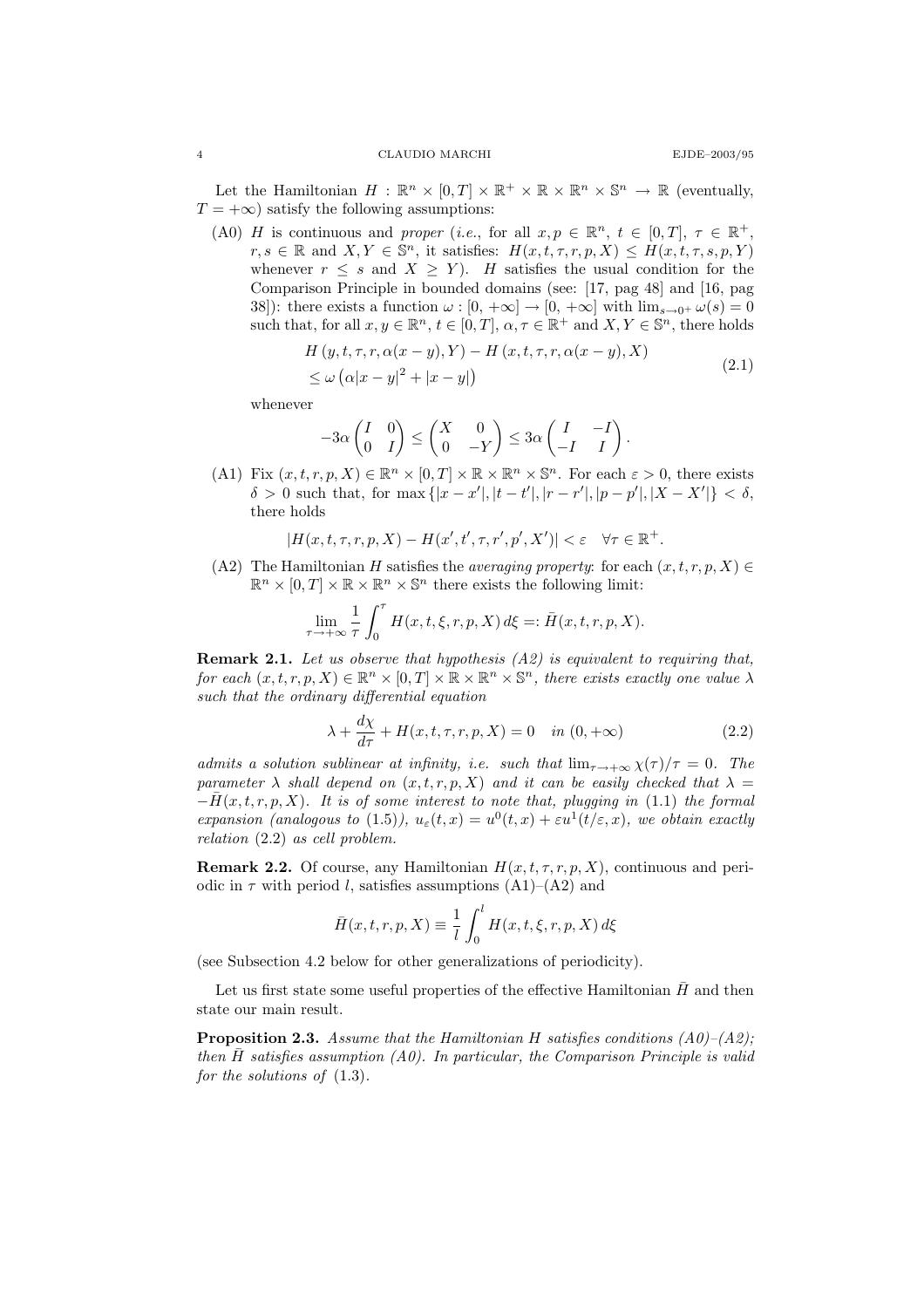Let the Hamiltonian $H : \mathbb{R}^n \times [0,T] \times \mathbb{R}^+ \times \mathbb{R} \times \mathbb{R}^n \times \mathbb{S}^n \to \mathbb{R}$ (eventually, $T = +\infty$) satisfy the following assumptions:

(A0) $H$ is continuous and *proper* (*i.e.*, for all $x, p \in \mathbb{R}^n$, $t \in [0,T]$, $\tau \in \mathbb{R}^+$, $r, s \in \mathbb{R}$ and $X, Y \in \mathbb{S}^n$, it satisfies: $H(x,t,\tau,r,p,X) \le H(x,t,\tau,s,p,Y)$ whenever $r \le s$ and $X \ge Y$). $H$ satisfies the usual condition for the Comparison Principle in bounded domains (see: [17, pag 48] and [16, pag 38]): there exists a function $\omega : [0,+\infty] \to [0,+\infty]$ with $\lim_{s\to 0^+} \omega(s) = 0$ such that, for all $x, y \in \mathbb{R}^n$, $t \in [0,T]$, $\alpha, \tau \in \mathbb{R}^+$ and $X, Y \in \mathbb{S}^n$, there holds

$$
\begin{aligned}
&H\left(y,t,\tau,r,\alpha(x-y),Y\right) - H\left(x,t,\tau,r,\alpha(x-y),X\right) \\
&\le \omega\left(\alpha|x-y|^2 + |x-y|\right)
\end{aligned}
\tag{2.1}
$$

whenever

$$
-3\alpha \begin{pmatrix} I & 0 \\ 0 & I \end{pmatrix} \le \begin{pmatrix} X & 0 \\ 0 & -Y \end{pmatrix} \le 3\alpha \begin{pmatrix} I & -I \\ -I & I \end{pmatrix}.
$$

(A1) Fix $(x,t,r,p,X) \in \mathbb{R}^n \times [0,T] \times \mathbb{R} \times \mathbb{R}^n \times \mathbb{S}^n$. For each $\varepsilon > 0$, there exists $\delta > 0$ such that, for $\max\{|x-x'|, |t-t'|, |r-r'|, |p-p'|, |X-X'|\} < \delta$, there holds

$$
|H(x,t,\tau,r,p,X) - H(x',t',\tau,r',p',X')| < \varepsilon \quad \forall \tau \in \mathbb{R}^+.
$$

(A2) The Hamiltonian $H$ satisfies the *averaging property*: for each $(x,t,r,p,X) \in \mathbb{R}^n \times [0,T] \times \mathbb{R} \times \mathbb{R}^n \times \mathbb{S}^n$ there exists the following limit:

$$
\lim_{\tau\to+\infty} \frac{1}{\tau} \int_0^\tau H(x,t,\xi,r,p,X)\, d\xi =: \bar{H}(x,t,r,p,X).
$$

**Remark 2.1.** *Let us observe that hypothesis (A2) is equivalent to requiring that, for each $(x,t,r,p,X) \in \mathbb{R}^n \times [0,T] \times \mathbb{R} \times \mathbb{R}^n \times \mathbb{S}^n$, there exists exactly one value $\lambda$ such that the ordinary differential equation*

$$
\lambda + \frac{d\chi}{d\tau} + H(x,t,\tau,r,p,X) = 0 \quad \text{in } (0,+\infty)
\tag{2.2}
$$

*admits a solution sublinear at infinity, i.e. such that $\lim_{\tau\to+\infty} \chi(\tau)/\tau = 0$. The parameter $\lambda$ shall depend on $(x,t,r,p,X)$ and it can be easily checked that $\lambda = -\bar{H}(x,t,r,p,X)$. It is of some interest to note that, plugging in* (1.1) *the formal expansion (analogous to* (1.5)*), $u_\varepsilon(t,x) = u^0(t,x) + \varepsilon u^1(t/\varepsilon, x)$, we obtain exactly relation* (2.2) *as cell problem.*

**Remark 2.2.** Of course, any Hamiltonian $H(x,t,\tau,r,p,X)$, continuous and periodic in $\tau$ with period $l$, satisfies assumptions (A1)–(A2) and

$$
\bar{H}(x,t,r,p,X) \equiv \frac{1}{l} \int_0^l H(x,t,\xi,r,p,X)\, d\xi
$$

(see Subsection 4.2 below for other generalizations of periodicity).

Let us first state some useful properties of the effective Hamiltonian $\bar{H}$ and then state our main result.

**Proposition 2.3.** *Assume that the Hamiltonian $H$ satisfies conditions (A0)–(A2); then $\bar{H}$ satisfies assumption (A0). In particular, the Comparison Principle is valid for the solutions of* (1.3).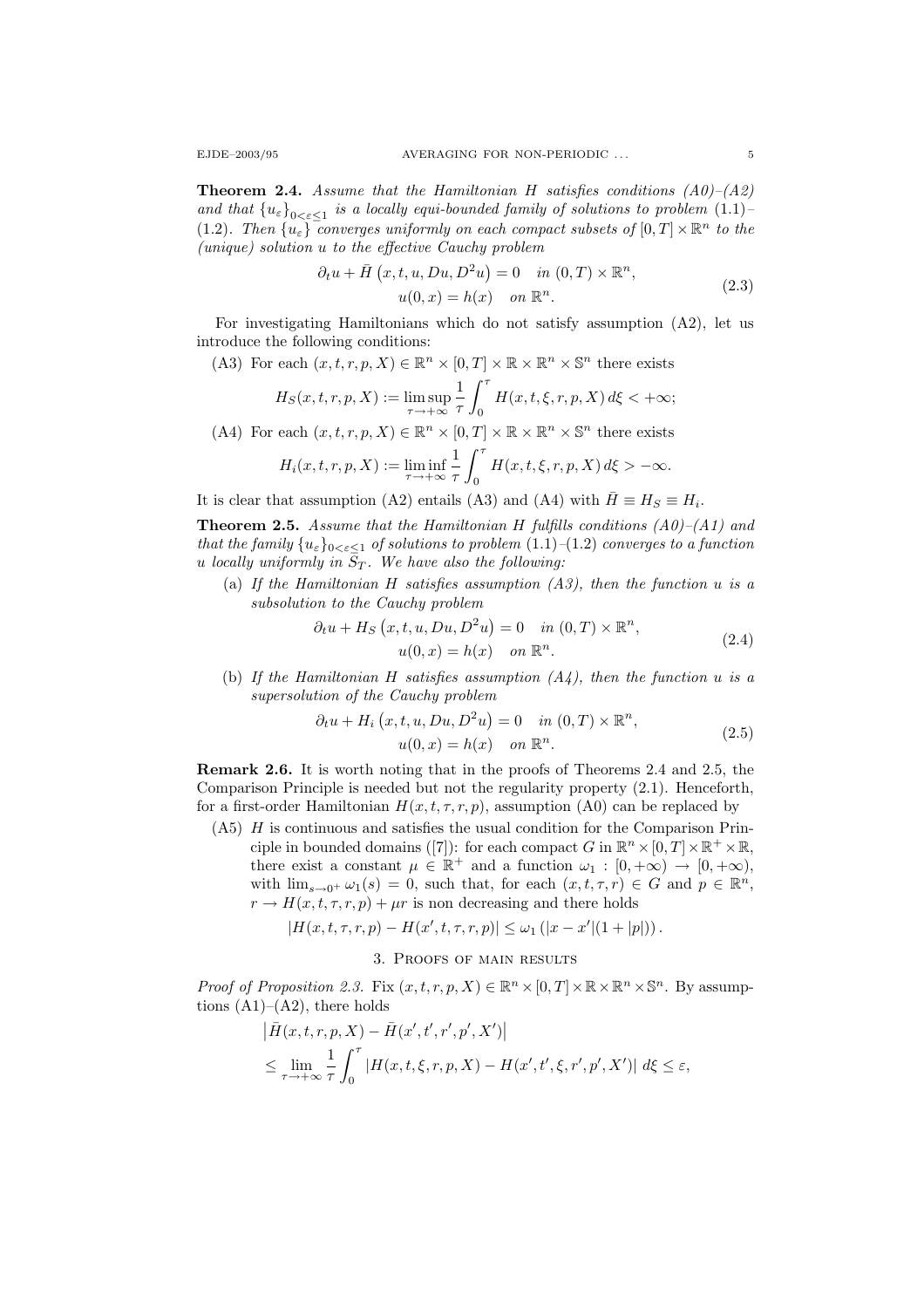**Theorem 2.4.** *Assume that the Hamiltonian $H$ satisfies conditions (A0)–(A2) and that $\{u_\varepsilon\}_{0<\varepsilon\le 1}$ is a locally equi-bounded family of solutions to problem* (1.1)–(1.2). *Then $\{u_\varepsilon\}$ converges uniformly on each compact subsets of $[0,T]\times\mathbb{R}^n$ to the (unique) solution $u$ to the effective Cauchy problem*

$$
\begin{gathered}
\partial_t u + \bar H\left(x,t,u,Du,D^2u\right) = 0 \quad \text{in } (0,T)\times\mathbb{R}^n,\\
u(0,x) = h(x) \quad \text{on } \mathbb{R}^n.
\end{gathered}
\tag{2.3}
$$

For investigating Hamiltonians which do not satisfy assumption (A2), let us introduce the following conditions:

(A3) For each $(x,t,r,p,X)\in\mathbb{R}^n\times[0,T]\times\mathbb{R}\times\mathbb{R}^n\times\mathbb{S}^n$ there exists
$$
H_S(x,t,r,p,X) := \limsup_{\tau\to+\infty}\frac{1}{\tau}\int_0^\tau H(x,t,\xi,r,p,X)\,d\xi < +\infty;
$$

(A4) For each $(x,t,r,p,X)\in\mathbb{R}^n\times[0,T]\times\mathbb{R}\times\mathbb{R}^n\times\mathbb{S}^n$ there exists
$$
H_i(x,t,r,p,X) := \liminf_{\tau\to+\infty}\frac{1}{\tau}\int_0^\tau H(x,t,\xi,r,p,X)\,d\xi > -\infty.
$$

It is clear that assumption (A2) entails (A3) and (A4) with $\bar H \equiv H_S \equiv H_i$.

**Theorem 2.5.** *Assume that the Hamiltonian $H$ fulfills conditions (A0)–(A1) and that the family $\{u_\varepsilon\}_{0<\varepsilon\le 1}$ of solutions to problem* (1.1)–(1.2) *converges to a function $u$ locally uniformly in $\bar S_T$. We have also the following:*

(a) *If the Hamiltonian $H$ satisfies assumption (A3), then the function $u$ is a subsolution to the Cauchy problem*
$$
\begin{gathered}
\partial_t u + H_S\left(x,t,u,Du,D^2u\right) = 0 \quad \text{in } (0,T)\times\mathbb{R}^n,\\
u(0,x) = h(x) \quad \text{on } \mathbb{R}^n.
\end{gathered}
\tag{2.4}
$$

(b) *If the Hamiltonian $H$ satisfies assumption (A4), then the function $u$ is a supersolution of the Cauchy problem*
$$
\begin{gathered}
\partial_t u + H_i\left(x,t,u,Du,D^2u\right) = 0 \quad \text{in } (0,T)\times\mathbb{R}^n,\\
u(0,x) = h(x) \quad \text{on } \mathbb{R}^n.
\end{gathered}
\tag{2.5}
$$

**Remark 2.6.** It is worth noting that in the proofs of Theorems 2.4 and 2.5, the Comparison Principle is needed but not the regularity property (2.1). Henceforth, for a first-order Hamiltonian $H(x,t,\tau,r,p)$, assumption (A0) can be replaced by

(A5) $H$ is continuous and satisfies the usual condition for the Comparison Principle in bounded domains ([7]): for each compact $G$ in $\mathbb{R}^n\times[0,T]\times\mathbb{R}^+\times\mathbb{R}$, there exist a constant $\mu\in\mathbb{R}^+$ and a function $\omega_1:[0,+\infty)\to[0,+\infty)$, with $\lim_{s\to0^+}\omega_1(s)=0$, such that, for each $(x,t,\tau,r)\in G$ and $p\in\mathbb{R}^n$, $r\to H(x,t,\tau,r,p)+\mu r$ is non decreasing and there holds
$$
|H(x,t,\tau,r,p)-H(x',t,\tau,r,p)| \le \omega_1\left(|x-x'|(1+|p|)\right).
$$

## 3. Proofs of main results

*Proof of Proposition 2.3.* Fix $(x,t,r,p,X)\in\mathbb{R}^n\times[0,T]\times\mathbb{R}\times\mathbb{R}^n\times\mathbb{S}^n$. By assumptions (A1)–(A2), there holds

$$
\begin{aligned}
&\left|\bar H(x,t,r,p,X)-\bar H(x',t',r',p',X')\right|\\
&\le \lim_{\tau\to+\infty}\frac{1}{\tau}\int_0^\tau |H(x,t,\xi,r,p,X)-H(x',t',\xi,r',p',X')|\,d\xi \le \varepsilon,
\end{aligned}
$$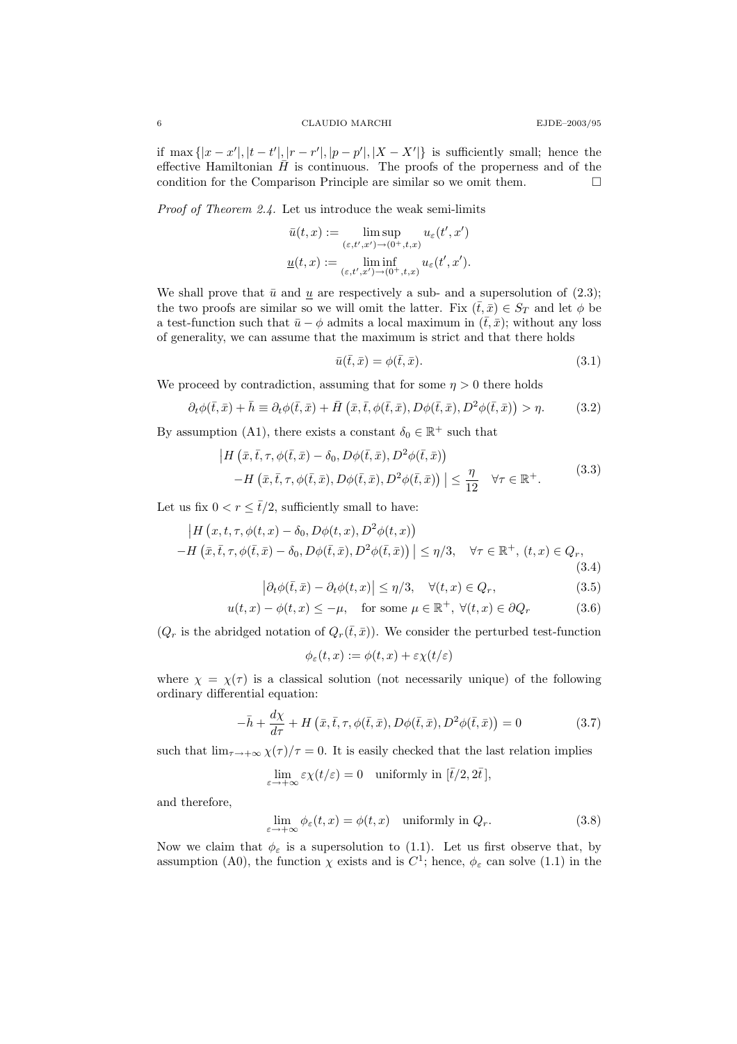if $\max\{|x-x'|, |t-t'|, |r-r'|, |p-p'|, |X-X'|\}$ is sufficiently small; hence the effective Hamiltonian $\bar{H}$ is continuous. The proofs of the properness and of the condition for the Comparison Principle are similar so we omit them. $\square$

*Proof of Theorem 2.4.* Let us introduce the weak semi-limits

$$\bar{u}(t,x) := \limsup_{(\varepsilon,t',x')\to(0^+,t,x)} u_\varepsilon(t',x')$$
$$\underline{u}(t,x) := \liminf_{(\varepsilon,t',x')\to(0^+,t,x)} u_\varepsilon(t',x').$$

We shall prove that $\bar{u}$ and $\underline{u}$ are respectively a sub- and a supersolution of (2.3); the two proofs are similar so we will omit the latter. Fix $(\bar{t},\bar{x}) \in S_T$ and let $\phi$ be a test-function such that $\bar{u}-\phi$ admits a local maximum in $(\bar{t},\bar{x})$; without any loss of generality, we can assume that the maximum is strict and that there holds

$$\bar{u}(\bar{t},\bar{x}) = \phi(\bar{t},\bar{x}). \tag{3.1}$$

We proceed by contradiction, assuming that for some $\eta > 0$ there holds

$$\partial_t\phi(\bar{t},\bar{x}) + \bar{h} \equiv \partial_t\phi(\bar{t},\bar{x}) + \bar{H}\left(\bar{x},\bar{t},\phi(\bar{t},\bar{x}),D\phi(\bar{t},\bar{x}),D^2\phi(\bar{t},\bar{x})\right) > \eta. \tag{3.2}$$

By assumption (A1), there exists a constant $\delta_0 \in \mathbb{R}^+$ such that

$$\begin{aligned}
&\big|H\left(\bar{x},\bar{t},\tau,\phi(\bar{t},\bar{x})-\delta_0,D\phi(\bar{t},\bar{x}),D^2\phi(\bar{t},\bar{x})\right)\\
&\quad -H\left(\bar{x},\bar{t},\tau,\phi(\bar{t},\bar{x}),D\phi(\bar{t},\bar{x}),D^2\phi(\bar{t},\bar{x})\right)\big| \le \frac{\eta}{12} \quad \forall \tau\in\mathbb{R}^+.
\end{aligned} \tag{3.3}$$

Let us fix $0 < r \le \bar{t}/2$, sufficiently small to have:

$$\begin{aligned}
&\big|H\left(x,t,\tau,\phi(t,x)-\delta_0,D\phi(t,x),D^2\phi(t,x)\right)\\
&-H\left(\bar{x},\bar{t},\tau,\phi(\bar{t},\bar{x})-\delta_0,D\phi(\bar{t},\bar{x}),D^2\phi(\bar{t},\bar{x})\right)\big| \le \eta/3, \quad \forall\tau\in\mathbb{R}^+,\ (t,x)\in Q_r,
\end{aligned} \tag{3.4}$$

$$\big|\partial_t\phi(\bar{t},\bar{x}) - \partial_t\phi(t,x)\big| \le \eta/3, \quad \forall (t,x)\in Q_r, \tag{3.5}$$

$$u(t,x)-\phi(t,x) \le -\mu, \quad \text{for some } \mu\in\mathbb{R}^+,\ \forall (t,x)\in\partial Q_r \tag{3.6}$$

($Q_r$ is the abridged notation of $Q_r(\bar{t},\bar{x})$). We consider the perturbed test-function

$$\phi_\varepsilon(t,x) := \phi(t,x) + \varepsilon\chi(t/\varepsilon)$$

where $\chi = \chi(\tau)$ is a classical solution (not necessarily unique) of the following ordinary differential equation:

$$-\bar{h} + \frac{d\chi}{d\tau} + H\left(\bar{x},\bar{t},\tau,\phi(\bar{t},\bar{x}),D\phi(\bar{t},\bar{x}),D^2\phi(\bar{t},\bar{x})\right) = 0 \tag{3.7}$$

such that $\lim_{\tau\to+\infty}\chi(\tau)/\tau = 0$. It is easily checked that the last relation implies

$$\lim_{\varepsilon\to+\infty}\varepsilon\chi(t/\varepsilon) = 0 \quad \text{uniformly in } [\bar{t}/2, 2\bar{t}],$$

and therefore,

$$\lim_{\varepsilon\to+\infty}\phi_\varepsilon(t,x) = \phi(t,x) \quad \text{uniformly in } Q_r. \tag{3.8}$$

Now we claim that $\phi_\varepsilon$ is a supersolution to (1.1). Let us first observe that, by assumption (A0), the function $\chi$ exists and is $C^1$; hence, $\phi_\varepsilon$ can solve (1.1) in the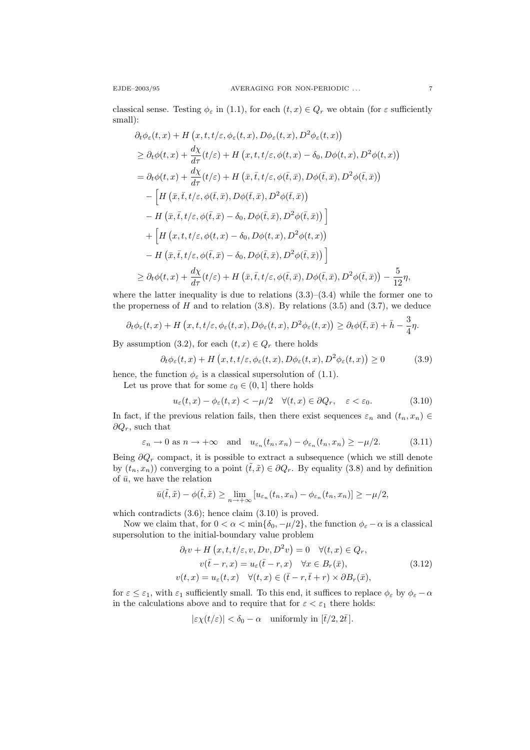classical sense. Testing $\phi_\varepsilon$ in (1.1), for each $(t,x) \in Q_r$ we obtain (for $\varepsilon$ sufficiently small):

$$
\begin{aligned}
&\partial_t \phi_\varepsilon(t,x) + H\big(x,t,t/\varepsilon, \phi_\varepsilon(t,x), D\phi_\varepsilon(t,x), D^2\phi_\varepsilon(t,x)\big) \\
&\geq \partial_t \phi(t,x) + \frac{d\chi}{d\tau}(t/\varepsilon) + H\big(x,t,t/\varepsilon, \phi(t,x)-\delta_0, D\phi(t,x), D^2\phi(t,x)\big) \\
&= \partial_t \phi(t,x) + \frac{d\chi}{d\tau}(t/\varepsilon) + H\big(\bar{x},\bar{t},t/\varepsilon, \phi(\bar{t},\bar{x}), D\phi(\bar{t},\bar{x}), D^2\phi(\bar{t},\bar{x})\big) \\
&\quad - \Big[H\big(\bar{x},\bar{t},t/\varepsilon, \phi(\bar{t},\bar{x}), D\phi(\bar{t},\bar{x}), D^2\phi(\bar{t},\bar{x})\big) \\
&\quad - H\big(\bar{x},\bar{t},t/\varepsilon, \phi(\bar{t},\bar{x})-\delta_0, D\phi(\bar{t},\bar{x}), D^2\phi(\bar{t},\bar{x})\big)\Big] \\
&\quad + \Big[H\big(x,t,t/\varepsilon, \phi(t,x)-\delta_0, D\phi(t,x), D^2\phi(t,x)\big) \\
&\quad - H\big(\bar{x},\bar{t},t/\varepsilon, \phi(\bar{t},\bar{x})-\delta_0, D\phi(\bar{t},\bar{x}), D^2\phi(\bar{t},\bar{x})\big)\Big] \\
&\geq \partial_t \phi(t,x) + \frac{d\chi}{d\tau}(t/\varepsilon) + H\big(\bar{x},\bar{t},t/\varepsilon, \phi(\bar{t},\bar{x}), D\phi(\bar{t},\bar{x}), D^2\phi(\bar{t},\bar{x})\big) - \frac{5}{12}\eta,
\end{aligned}
$$

where the latter inequality is due to relations (3.3)–(3.4) while the former one to the properness of $H$ and to relation (3.8). By relations (3.5) and (3.7), we deduce

$$
\partial_t \phi_\varepsilon(t,x) + H\big(x,t,t/\varepsilon, \phi_\varepsilon(t,x), D\phi_\varepsilon(t,x), D^2\phi_\varepsilon(t,x)\big) \geq \partial_t\phi(\bar{t},\bar{x}) + \bar{h} - \frac{3}{4}\eta.
$$

By assumption (3.2), for each $(t,x) \in Q_r$ there holds

$$
\partial_t \phi_\varepsilon(t,x) + H\big(x,t,t/\varepsilon, \phi_\varepsilon(t,x), D\phi_\varepsilon(t,x), D^2\phi_\varepsilon(t,x)\big) \geq 0 \tag{3.9}
$$

hence, the function $\phi_\varepsilon$ is a classical supersolution of (1.1).

Let us prove that for some $\varepsilon_0 \in (0,1]$ there holds

$$
u_\varepsilon(t,x) - \phi_\varepsilon(t,x) < -\mu/2 \quad \forall (t,x) \in \partial Q_r, \quad \varepsilon < \varepsilon_0. \tag{3.10}
$$

In fact, if the previous relation fails, then there exist sequences $\varepsilon_n$ and $(t_n,x_n) \in \partial Q_r$, such that

$$
\varepsilon_n \to 0 \text{ as } n \to +\infty \quad \text{and} \quad u_{\varepsilon_n}(t_n,x_n) - \phi_{\varepsilon_n}(t_n,x_n) \geq -\mu/2. \tag{3.11}
$$

Being $\partial Q_r$ compact, it is possible to extract a subsequence (which we still denote by $(t_n,x_n)$) converging to a point $(\tilde{t},\tilde{x}) \in \partial Q_r$. By equality (3.8) and by definition of $\bar{u}$, we have the relation

$$
\bar{u}(\tilde{t},\tilde{x}) - \phi(\tilde{t},\tilde{x}) \geq \lim_{n\to+\infty}\left[u_{\varepsilon_n}(t_n,x_n) - \phi_{\varepsilon_n}(t_n,x_n)\right] \geq -\mu/2,
$$

which contradicts (3.6); hence claim (3.10) is proved.

Now we claim that, for $0 < \alpha < \min\{\delta_0, -\mu/2\}$, the function $\phi_\varepsilon - \alpha$ is a classical supersolution to the initial-boundary value problem

$$
\begin{gathered}
\partial_t v + H\big(x,t,t/\varepsilon, v, Dv, D^2 v\big) = 0 \quad \forall (t,x) \in Q_r, \\
v(\bar{t}-r, x) = u_\varepsilon(\bar{t}-r,x) \quad \forall x \in B_r(\bar{x}), \\
v(t,x) = u_\varepsilon(t,x) \quad \forall (t,x) \in (\bar{t}-r, \bar{t}+r) \times \partial B_r(\bar{x}),
\end{gathered} \tag{3.12}
$$

for $\varepsilon \leq \varepsilon_1$, with $\varepsilon_1$ sufficiently small. To this end, it suffices to replace $\phi_\varepsilon$ by $\phi_\varepsilon - \alpha$ in the calculations above and to require that for $\varepsilon < \varepsilon_1$ there holds:

$$
|\varepsilon\chi(t/\varepsilon)| < \delta_0 - \alpha \quad \text{uniformly in } [\bar{t}/2, 2\bar{t}].
$$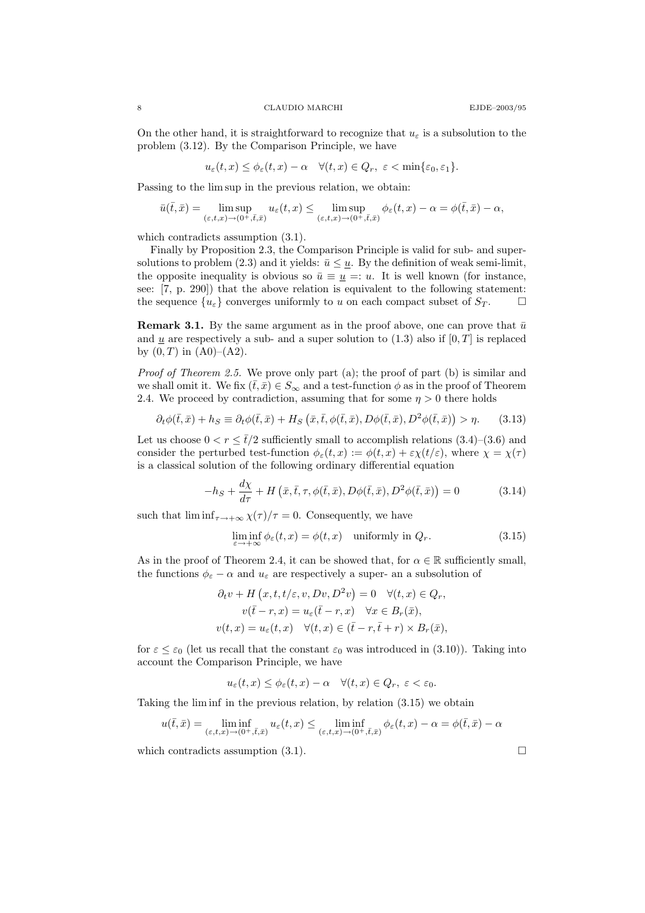On the other hand, it is straightforward to recognize that $u_\varepsilon$ is a subsolution to the problem (3.12). By the Comparison Principle, we have

$$u_\varepsilon(t,x) \le \phi_\varepsilon(t,x) - \alpha \quad \forall (t,x) \in Q_r,\ \varepsilon < \min\{\varepsilon_0, \varepsilon_1\}.$$

Passing to the lim sup in the previous relation, we obtain:

$$\bar{u}(\bar{t},\bar{x}) = \limsup_{(\varepsilon,t,x)\to(0^+,\bar{t},\bar{x})} u_\varepsilon(t,x) \le \limsup_{(\varepsilon,t,x)\to(0^+,\bar{t},\bar{x})} \phi_\varepsilon(t,x) - \alpha = \phi(\bar{t},\bar{x}) - \alpha,$$

which contradicts assumption (3.1).

Finally by Proposition 2.3, the Comparison Principle is valid for sub- and supersolutions to problem (2.3) and it yields: $\bar{u} \le \underline{u}$. By the definition of weak semi-limit, the opposite inequality is obvious so $\bar{u} \equiv \underline{u} =: u$. It is well known (for instance, see: [7, p. 290]) that the above relation is equivalent to the following statement: the sequence $\{u_\varepsilon\}$ converges uniformly to $u$ on each compact subset of $S_T$. $\square$

**Remark 3.1.** By the same argument as in the proof above, one can prove that $\bar{u}$ and $\underline{u}$ are respectively a sub- and a super solution to (1.3) also if $[0,T]$ is replaced by $(0,T)$ in (A0)–(A2).

*Proof of Theorem 2.5.* We prove only part (a); the proof of part (b) is similar and we shall omit it. We fix $(\bar{t},\bar{x}) \in S_\infty$ and a test-function $\phi$ as in the proof of Theorem 2.4. We proceed by contradiction, assuming that for some $\eta > 0$ there holds

$$\partial_t \phi(\bar{t},\bar{x}) + h_S \equiv \partial_t \phi(\bar{t},\bar{x}) + H_S\left(\bar{x},\bar{t},\phi(\bar{t},\bar{x}), D\phi(\bar{t},\bar{x}), D^2\phi(\bar{t},\bar{x})\right) > \eta. \tag{3.13}$$

Let us choose $0 < r \le \bar{t}/2$ sufficiently small to accomplish relations (3.4)–(3.6) and consider the perturbed test-function $\phi_\varepsilon(t,x) := \phi(t,x) + \varepsilon\chi(t/\varepsilon)$, where $\chi = \chi(\tau)$ is a classical solution of the following ordinary differential equation

$$-h_S + \frac{d\chi}{d\tau} + H\left(\bar{x},\bar{t},\tau,\phi(\bar{t},\bar{x}), D\phi(\bar{t},\bar{x}), D^2\phi(\bar{t},\bar{x})\right) = 0 \tag{3.14}$$

such that $\liminf_{\tau\to+\infty} \chi(\tau)/\tau = 0$. Consequently, we have

$$\liminf_{\varepsilon\to+\infty} \phi_\varepsilon(t,x) = \phi(t,x) \quad \text{uniformly in } Q_r. \tag{3.15}$$

As in the proof of Theorem 2.4, it can be showed that, for $\alpha \in \mathbb{R}$ sufficiently small, the functions $\phi_\varepsilon - \alpha$ and $u_\varepsilon$ are respectively a super- an a subsolution of

$$\begin{gathered}
\partial_t v + H\left(x,t,t/\varepsilon, v, Dv, D^2 v\right) = 0 \quad \forall (t,x) \in Q_r, \\
v(\bar{t}-r,x) = u_\varepsilon(\bar{t}-r,x) \quad \forall x \in B_r(\bar{x}), \\
v(t,x) = u_\varepsilon(t,x) \quad \forall (t,x) \in (\bar{t}-r,\bar{t}+r) \times B_r(\bar{x}),
\end{gathered}$$

for $\varepsilon \le \varepsilon_0$ (let us recall that the constant $\varepsilon_0$ was introduced in (3.10)). Taking into account the Comparison Principle, we have

$$u_\varepsilon(t,x) \le \phi_\varepsilon(t,x) - \alpha \quad \forall (t,x) \in Q_r,\ \varepsilon < \varepsilon_0.$$

Taking the lim inf in the previous relation, by relation (3.15) we obtain

$$u(\bar{t},\bar{x}) = \liminf_{(\varepsilon,t,x)\to(0^+,\bar{t},\bar{x})} u_\varepsilon(t,x) \le \liminf_{(\varepsilon,t,x)\to(0^+,\bar{t},\bar{x})} \phi_\varepsilon(t,x) - \alpha = \phi(\bar{t},\bar{x}) - \alpha$$

which contradicts assumption (3.1). $\square$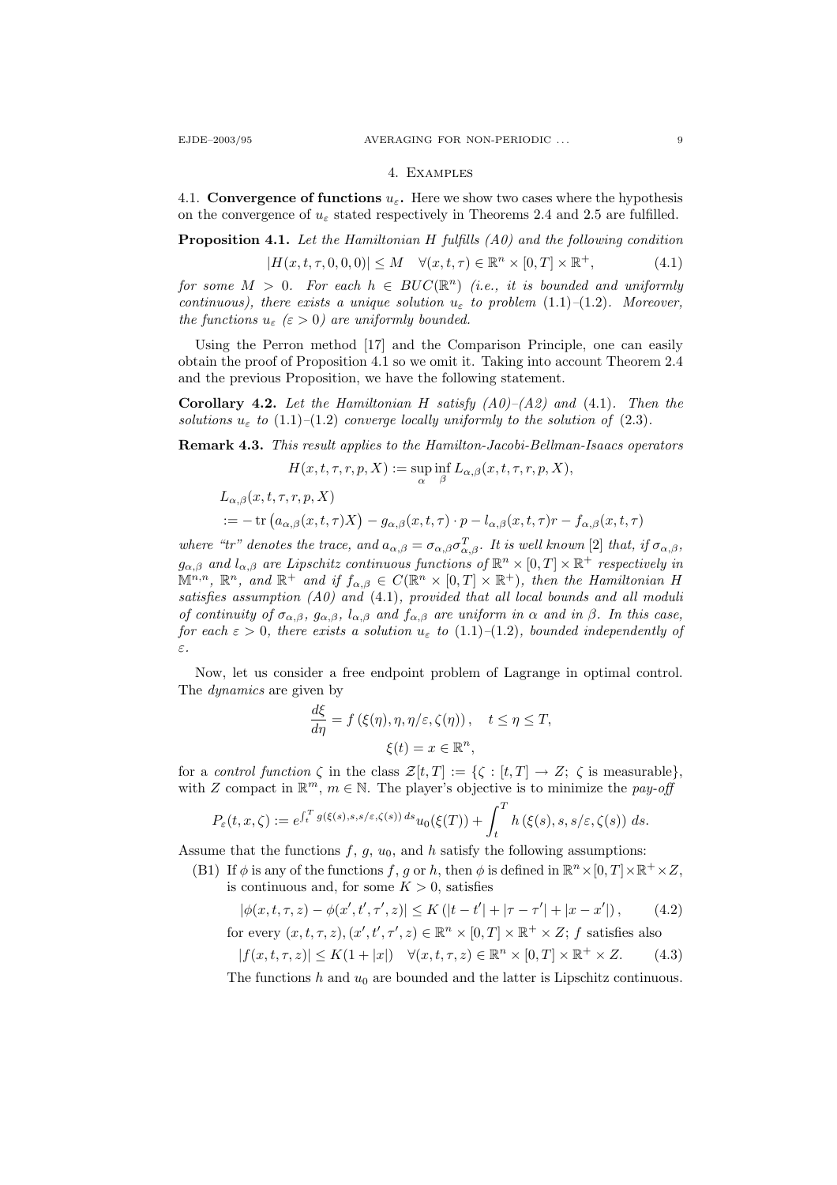## 4. Examples

### 4.1. Convergence of functions $u_\varepsilon$.

Here we show two cases where the hypothesis on the convergence of $u_\varepsilon$ stated respectively in Theorems 2.4 and 2.5 are fulfilled.

**Proposition 4.1.** *Let the Hamiltonian $H$ fulfills (A0) and the following condition*

$$|H(x,t,\tau,0,0,0)| \le M \quad \forall (x,t,\tau) \in \mathbb{R}^n \times [0,T] \times \mathbb{R}^+, \tag{4.1}$$

*for some $M > 0$. For each $h \in BUC(\mathbb{R}^n)$ (i.e., it is bounded and uniformly continuous), there exists a unique solution $u_\varepsilon$ to problem (1.1)–(1.2). Moreover, the functions $u_\varepsilon$ ($\varepsilon > 0$) are uniformly bounded.*

Using the Perron method [17] and the Comparison Principle, one can easily obtain the proof of Proposition 4.1 so we omit it. Taking into account Theorem 2.4 and the previous Proposition, we have the following statement.

**Corollary 4.2.** *Let the Hamiltonian $H$ satisfy (A0)–(A2) and (4.1). Then the solutions $u_\varepsilon$ to (1.1)–(1.2) converge locally uniformly to the solution of (2.3).*

**Remark 4.3.** *This result applies to the Hamilton-Jacobi-Bellman-Isaacs operators*

$$H(x,t,\tau,r,p,X) := \sup_\alpha \inf_\beta L_{\alpha,\beta}(x,t,\tau,r,p,X),$$

$$\begin{aligned} &L_{\alpha,\beta}(x,t,\tau,r,p,X) \\ &:= -\operatorname{tr}\left(a_{\alpha,\beta}(x,t,\tau)X\right) - g_{\alpha,\beta}(x,t,\tau)\cdot p - l_{\alpha,\beta}(x,t,\tau)r - f_{\alpha,\beta}(x,t,\tau) \end{aligned}$$

*where "tr" denotes the trace, and $a_{\alpha,\beta} = \sigma_{\alpha,\beta}\sigma_{\alpha,\beta}^T$. It is well known [2] that, if $\sigma_{\alpha,\beta}$, $g_{\alpha,\beta}$ and $l_{\alpha,\beta}$ are Lipschitz continuous functions of $\mathbb{R}^n \times [0,T] \times \mathbb{R}^+$ respectively in $\mathbb{M}^{n,n}$, $\mathbb{R}^n$, and $\mathbb{R}^+$ and if $f_{\alpha,\beta} \in C(\mathbb{R}^n \times [0,T] \times \mathbb{R}^+)$, then the Hamiltonian $H$ satisfies assumption (A0) and (4.1), provided that all local bounds and all moduli of continuity of $\sigma_{\alpha,\beta}$, $g_{\alpha,\beta}$, $l_{\alpha,\beta}$ and $f_{\alpha,\beta}$ are uniform in $\alpha$ and in $\beta$. In this case, for each $\varepsilon > 0$, there exists a solution $u_\varepsilon$ to (1.1)–(1.2), bounded independently of $\varepsilon$.*

Now, let us consider a free endpoint problem of Lagrange in optimal control. The *dynamics* are given by

$$\frac{d\xi}{d\eta} = f\left(\xi(\eta), \eta, \eta/\varepsilon, \zeta(\eta)\right), \quad t \le \eta \le T,$$

$$\xi(t) = x \in \mathbb{R}^n,$$

for a *control function* $\zeta$ in the class $\mathcal{Z}[t,T] := \{\zeta : [t,T] \to Z;\ \zeta \text{ is measurable}\}$, with $Z$ compact in $\mathbb{R}^m$, $m \in \mathbb{N}$. The player's objective is to minimize the *pay-off*

$$P_\varepsilon(t,x,\zeta) := e^{\int_t^T g(\xi(s),s,s/\varepsilon,\zeta(s))\,ds} u_0(\xi(T)) + \int_t^T h\left(\xi(s), s, s/\varepsilon, \zeta(s)\right)\,ds.$$

Assume that the functions $f$, $g$, $u_0$, and $h$ satisfy the following assumptions:

(B1) If $\phi$ is any of the functions $f$, $g$ or $h$, then $\phi$ is defined in $\mathbb{R}^n \times [0,T] \times \mathbb{R}^+ \times Z$, is continuous and, for some $K > 0$, satisfies

$$|\phi(x,t,\tau,z) - \phi(x',t',\tau',z)| \le K\left(|t-t'| + |\tau-\tau'| + |x-x'|\right), \tag{4.2}$$

for every $(x,t,\tau,z), (x',t',\tau',z) \in \mathbb{R}^n \times [0,T] \times \mathbb{R}^+ \times Z$; $f$ satisfies also

$$|f(x,t,\tau,z)| \le K(1+|x|) \quad \forall (x,t,\tau,z) \in \mathbb{R}^n \times [0,T] \times \mathbb{R}^+ \times Z. \tag{4.3}$$

The functions $h$ and $u_0$ are bounded and the latter is Lipschitz continuous.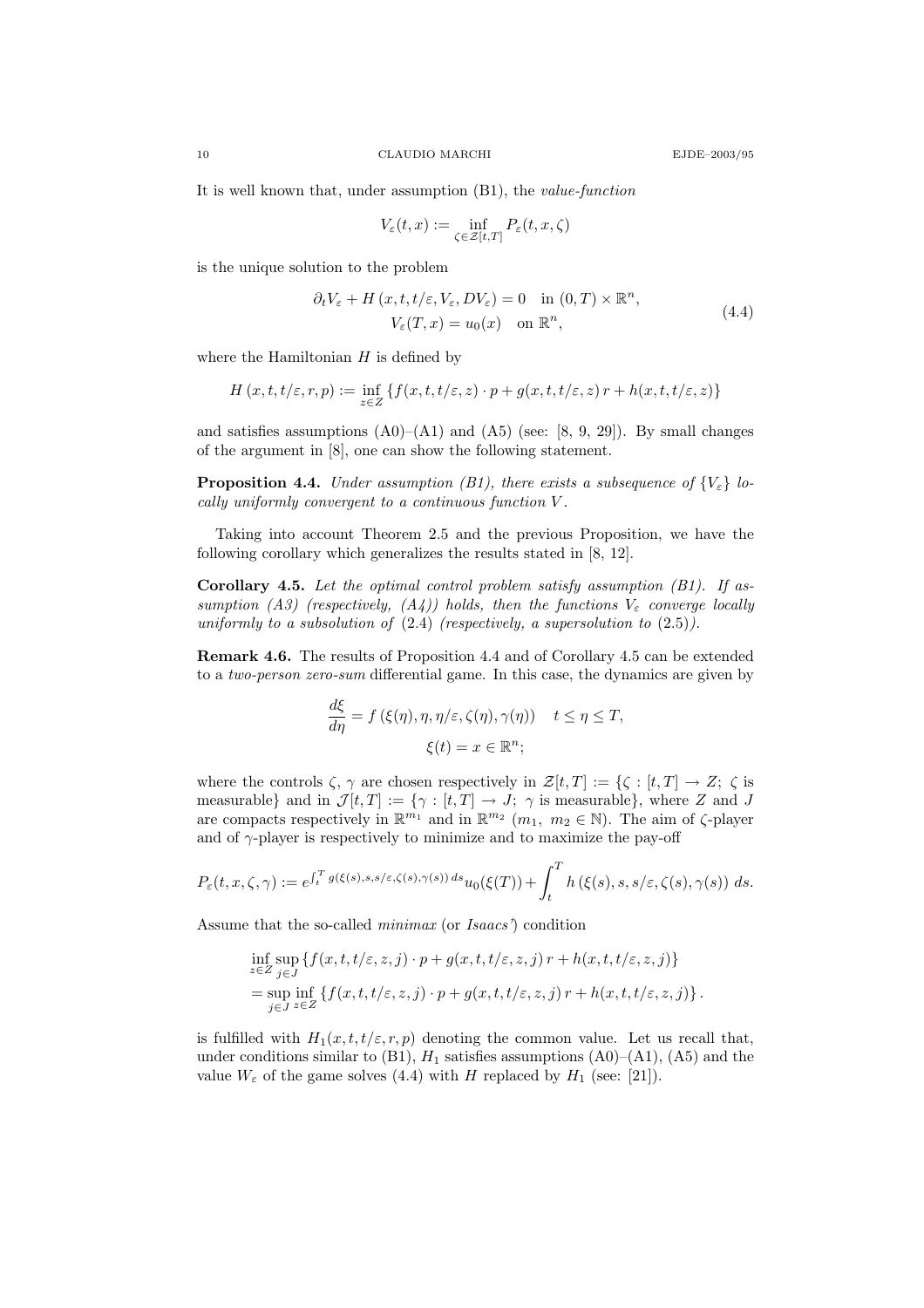It is well known that, under assumption (B1), the *value-function*

$$V_\varepsilon(t,x) := \inf_{\zeta \in \mathcal{Z}[t,T]} P_\varepsilon(t,x,\zeta)$$

is the unique solution to the problem

$$\begin{gathered} \partial_t V_\varepsilon + H\left(x,t,t/\varepsilon, V_\varepsilon, DV_\varepsilon\right) = 0 \quad \text{in } (0,T)\times \mathbb{R}^n, \\ V_\varepsilon(T,x) = u_0(x) \quad \text{on } \mathbb{R}^n, \end{gathered} \tag{4.4}$$

where the Hamiltonian $H$ is defined by

$$H\left(x,t,t/\varepsilon,r,p\right) := \inf_{z\in Z}\left\{f(x,t,t/\varepsilon,z)\cdot p + g(x,t,t/\varepsilon,z)\, r + h(x,t,t/\varepsilon,z)\right\}$$

and satisfies assumptions (A0)–(A1) and (A5) (see: [8, 9, 29]). By small changes of the argument in [8], one can show the following statement.

**Proposition 4.4.** *Under assumption (B1), there exists a subsequence of $\{V_\varepsilon\}$ locally uniformly convergent to a continuous function $V$.*

Taking into account Theorem 2.5 and the previous Proposition, we have the following corollary which generalizes the results stated in [8, 12].

**Corollary 4.5.** *Let the optimal control problem satisfy assumption (B1). If assumption (A3) (respectively, (A4)) holds, then the functions $V_\varepsilon$ converge locally uniformly to a subsolution of* (2.4) *(respectively, a supersolution to* (2.5)*).*

**Remark 4.6.** The results of Proposition 4.4 and of Corollary 4.5 can be extended to a *two-person zero-sum* differential game. In this case, the dynamics are given by

$$\begin{gathered} \frac{d\xi}{d\eta} = f\left(\xi(\eta),\eta,\eta/\varepsilon,\zeta(\eta),\gamma(\eta)\right) \quad t\le \eta\le T, \\ \xi(t) = x\in\mathbb{R}^n; \end{gathered}$$

where the controls $\zeta$, $\gamma$ are chosen respectively in $\mathcal{Z}[t,T] := \{\zeta : [t,T]\to Z;\ \zeta$ is measurable$\}$ and in $\mathcal{J}[t,T] := \{\gamma : [t,T]\to J;\ \gamma$ is measurable$\}$, where $Z$ and $J$ are compacts respectively in $\mathbb{R}^{m_1}$ and in $\mathbb{R}^{m_2}$ ($m_1,\ m_2\in\mathbb{N}$). The aim of $\zeta$-player and of $\gamma$-player is respectively to minimize and to maximize the pay-off

$$P_\varepsilon(t,x,\zeta,\gamma) := e^{\int_t^T g(\xi(s),s,s/\varepsilon,\zeta(s),\gamma(s))\,ds} u_0(\xi(T)) + \int_t^T h\left(\xi(s),s,s/\varepsilon,\zeta(s),\gamma(s)\right)\,ds.$$

Assume that the so-called *minimax* (or *Isaacs'*) condition

$$\begin{aligned} &\inf_{z\in Z}\sup_{j\in J}\{f(x,t,t/\varepsilon,z,j)\cdot p + g(x,t,t/\varepsilon,z,j)\,r + h(x,t,t/\varepsilon,z,j)\} \\ &= \sup_{j\in J}\inf_{z\in Z}\left\{f(x,t,t/\varepsilon,z,j)\cdot p + g(x,t,t/\varepsilon,z,j)\,r + h(x,t,t/\varepsilon,z,j)\right\}. \end{aligned}$$

is fulfilled with $H_1(x,t,t/\varepsilon,r,p)$ denoting the common value. Let us recall that, under conditions similar to (B1), $H_1$ satisfies assumptions (A0)–(A1), (A5) and the value $W_\varepsilon$ of the game solves (4.4) with $H$ replaced by $H_1$ (see: [21]).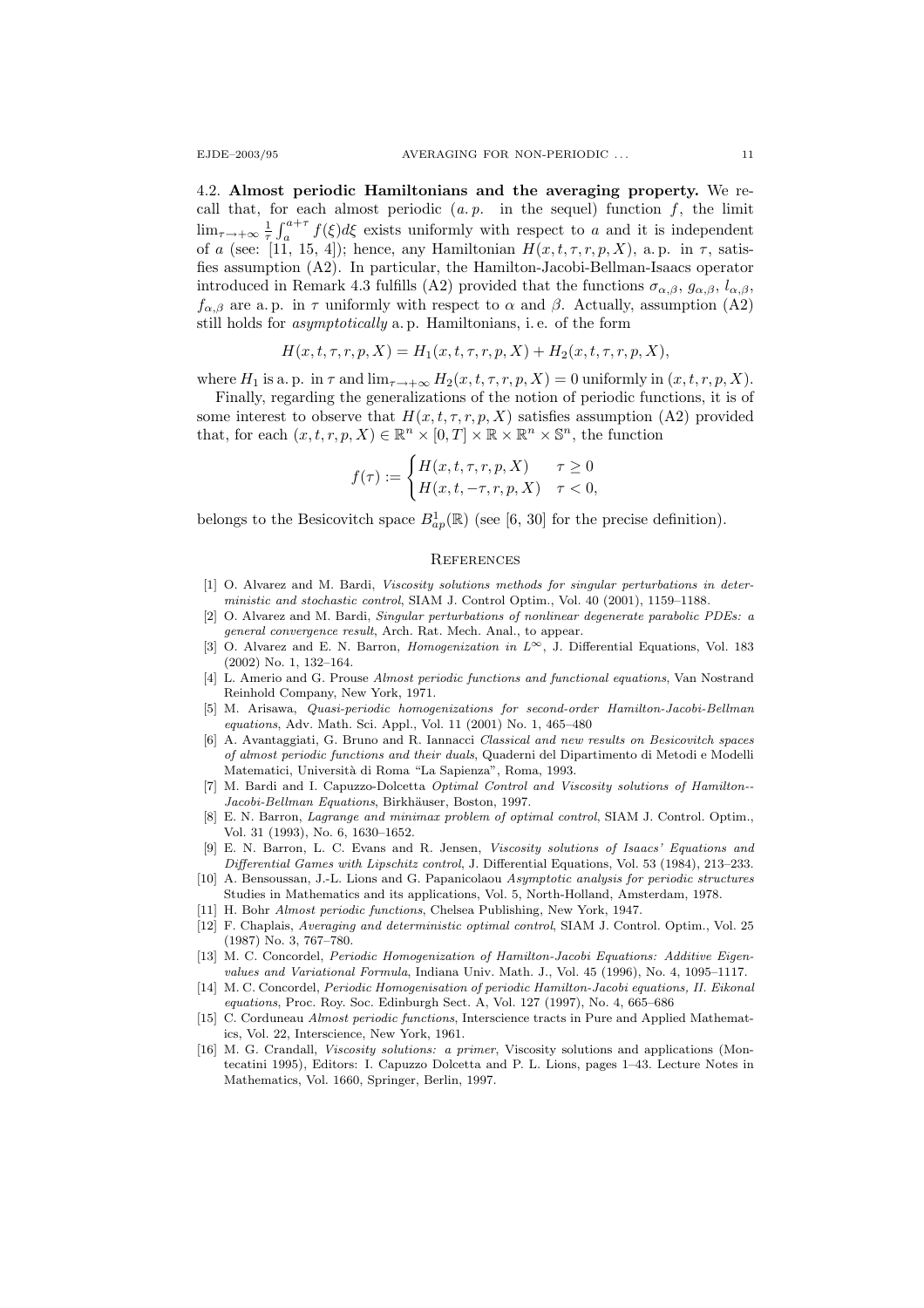4.2. **Almost periodic Hamiltonians and the averaging property.** We recall that, for each almost periodic (*a. p.* in the sequel) function $f$, the limit $\lim_{\tau\to+\infty} \frac{1}{\tau}\int_a^{a+\tau} f(\xi)d\xi$ exists uniformly with respect to $a$ and it is independent of $a$ (see: [11, 15, 4]); hence, any Hamiltonian $H(x,t,\tau,r,p,X)$, a. p. in $\tau$, satisfies assumption (A2). In particular, the Hamilton-Jacobi-Bellman-Isaacs operator introduced in Remark 4.3 fulfills (A2) provided that the functions $\sigma_{\alpha,\beta}$, $g_{\alpha,\beta}$, $l_{\alpha,\beta}$, $f_{\alpha,\beta}$ are a. p. in $\tau$ uniformly with respect to $\alpha$ and $\beta$. Actually, assumption (A2) still holds for *asymptotically* a. p. Hamiltonians, i. e. of the form

$$H(x,t,\tau,r,p,X) = H_1(x,t,\tau,r,p,X) + H_2(x,t,\tau,r,p,X),$$

where $H_1$ is a. p. in $\tau$ and $\lim_{\tau\to+\infty} H_2(x,t,\tau,r,p,X) = 0$ uniformly in $(x,t,r,p,X)$.

Finally, regarding the generalizations of the notion of periodic functions, it is of some interest to observe that $H(x,t,\tau,r,p,X)$ satisfies assumption (A2) provided that, for each $(x,t,r,p,X) \in \mathbb{R}^n \times [0,T] \times \mathbb{R} \times \mathbb{R}^n \times \mathbb{S}^n$, the function

$$f(\tau) := \begin{cases} H(x,t,\tau,r,p,X) & \tau \geq 0 \\ H(x,t,-\tau,r,p,X) & \tau < 0, \end{cases}$$

belongs to the Besicovitch space $B^1_{ap}(\mathbb{R})$ (see [6, 30] for the precise definition).

## References

[1] O. Alvarez and M. Bardi, *Viscosity solutions methods for singular perturbations in deterministic and stochastic control*, SIAM J. Control Optim., Vol. 40 (2001), 1159–1188.

[2] O. Alvarez and M. Bardi, *Singular perturbations of nonlinear degenerate parabolic PDEs: a general convergence result*, Arch. Rat. Mech. Anal., to appear.

[3] O. Alvarez and E. N. Barron, *Homogenization in $L^\infty$*, J. Differential Equations, Vol. 183 (2002) No. 1, 132–164.

[4] L. Amerio and G. Prouse *Almost periodic functions and functional equations*, Van Nostrand Reinhold Company, New York, 1971.

[5] M. Arisawa, *Quasi-periodic homogenizations for second-order Hamilton-Jacobi-Bellman equations*, Adv. Math. Sci. Appl., Vol. 11 (2001) No. 1, 465–480

[6] A. Avantaggiati, G. Bruno and R. Iannacci *Classical and new results on Besicovitch spaces of almost periodic functions and their duals*, Quaderni del Dipartimento di Metodi e Modelli Matematici, Università di Roma "La Sapienza", Roma, 1993.

[7] M. Bardi and I. Capuzzo-Dolcetta *Optimal Control and Viscosity solutions of Hamilton--Jacobi-Bellman Equations*, Birkhäuser, Boston, 1997.

[8] E. N. Barron, *Lagrange and minimax problem of optimal control*, SIAM J. Control. Optim., Vol. 31 (1993), No. 6, 1630–1652.

[9] E. N. Barron, L. C. Evans and R. Jensen, *Viscosity solutions of Isaacs' Equations and Differential Games with Lipschitz control*, J. Differential Equations, Vol. 53 (1984), 213–233.

[10] A. Bensoussan, J.-L. Lions and G. Papanicolaou *Asymptotic analysis for periodic structures* Studies in Mathematics and its applications, Vol. 5, North-Holland, Amsterdam, 1978.

[11] H. Bohr *Almost periodic functions*, Chelsea Publishing, New York, 1947.

[12] F. Chaplais, *Averaging and deterministic optimal control*, SIAM J. Control. Optim., Vol. 25 (1987) No. 3, 767–780.

[13] M. C. Concordel, *Periodic Homogenization of Hamilton-Jacobi Equations: Additive Eigenvalues and Variational Formula*, Indiana Univ. Math. J., Vol. 45 (1996), No. 4, 1095–1117.

[14] M. C. Concordel, *Periodic Homogenisation of periodic Hamilton-Jacobi equations, II. Eikonal equations*, Proc. Roy. Soc. Edinburgh Sect. A, Vol. 127 (1997), No. 4, 665–686

[15] C. Corduneau *Almost periodic functions*, Interscience tracts in Pure and Applied Mathematics, Vol. 22, Interscience, New York, 1961.

[16] M. G. Crandall, *Viscosity solutions: a primer*, Viscosity solutions and applications (Montecatini 1995), Editors: I. Capuzzo Dolcetta and P. L. Lions, pages 1–43. Lecture Notes in Mathematics, Vol. 1660, Springer, Berlin, 1997.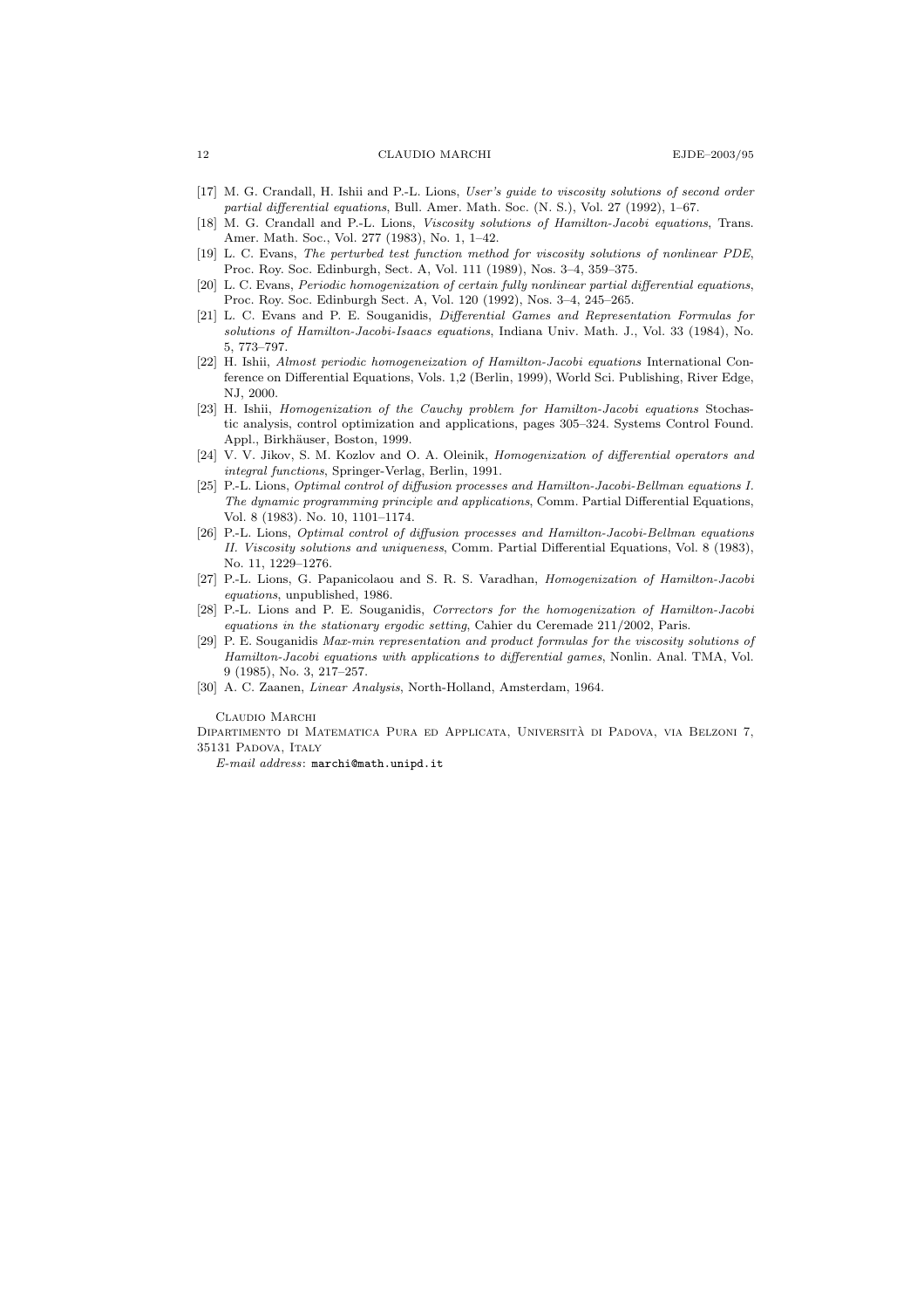[17] M. G. Crandall, H. Ishii and P.-L. Lions, *User's guide to viscosity solutions of second order partial differential equations*, Bull. Amer. Math. Soc. (N. S.), Vol. 27 (1992), 1–67.

[18] M. G. Crandall and P.-L. Lions, *Viscosity solutions of Hamilton-Jacobi equations*, Trans. Amer. Math. Soc., Vol. 277 (1983), No. 1, 1–42.

[19] L. C. Evans, *The perturbed test function method for viscosity solutions of nonlinear PDE*, Proc. Roy. Soc. Edinburgh, Sect. A, Vol. 111 (1989), Nos. 3–4, 359–375.

[20] L. C. Evans, *Periodic homogenization of certain fully nonlinear partial differential equations*, Proc. Roy. Soc. Edinburgh Sect. A, Vol. 120 (1992), Nos. 3–4, 245–265.

[21] L. C. Evans and P. E. Souganidis, *Differential Games and Representation Formulas for solutions of Hamilton-Jacobi-Isaacs equations*, Indiana Univ. Math. J., Vol. 33 (1984), No. 5, 773–797.

[22] H. Ishii, *Almost periodic homogeneization of Hamilton-Jacobi equations* International Conference on Differential Equations, Vols. 1,2 (Berlin, 1999), World Sci. Publishing, River Edge, NJ, 2000.

[23] H. Ishii, *Homogenization of the Cauchy problem for Hamilton-Jacobi equations* Stochastic analysis, control optimization and applications, pages 305–324. Systems Control Found. Appl., Birkhäuser, Boston, 1999.

[24] V. V. Jikov, S. M. Kozlov and O. A. Oleinik, *Homogenization of differential operators and integral functions*, Springer-Verlag, Berlin, 1991.

[25] P.-L. Lions, *Optimal control of diffusion processes and Hamilton-Jacobi-Bellman equations I. The dynamic programming principle and applications*, Comm. Partial Differential Equations, Vol. 8 (1983). No. 10, 1101–1174.

[26] P.-L. Lions, *Optimal control of diffusion processes and Hamilton-Jacobi-Bellman equations II. Viscosity solutions and uniqueness*, Comm. Partial Differential Equations, Vol. 8 (1983), No. 11, 1229–1276.

[27] P.-L. Lions, G. Papanicolaou and S. R. S. Varadhan, *Homogenization of Hamilton-Jacobi equations*, unpublished, 1986.

[28] P.-L. Lions and P. E. Souganidis, *Correctors for the homogenization of Hamilton-Jacobi equations in the stationary ergodic setting*, Cahier du Ceremade 211/2002, Paris.

[29] P. E. Souganidis *Max-min representation and product formulas for the viscosity solutions of Hamilton-Jacobi equations with applications to differential games*, Nonlin. Anal. TMA, Vol. 9 (1985), No. 3, 217–257.

[30] A. C. Zaanen, *Linear Analysis*, North-Holland, Amsterdam, 1964.

Claudio Marchi

Dipartimento di Matematica Pura ed Applicata, Università di Padova, via Belzoni 7, 35131 Padova, Italy

*E-mail address*: marchi@math.unipd.it